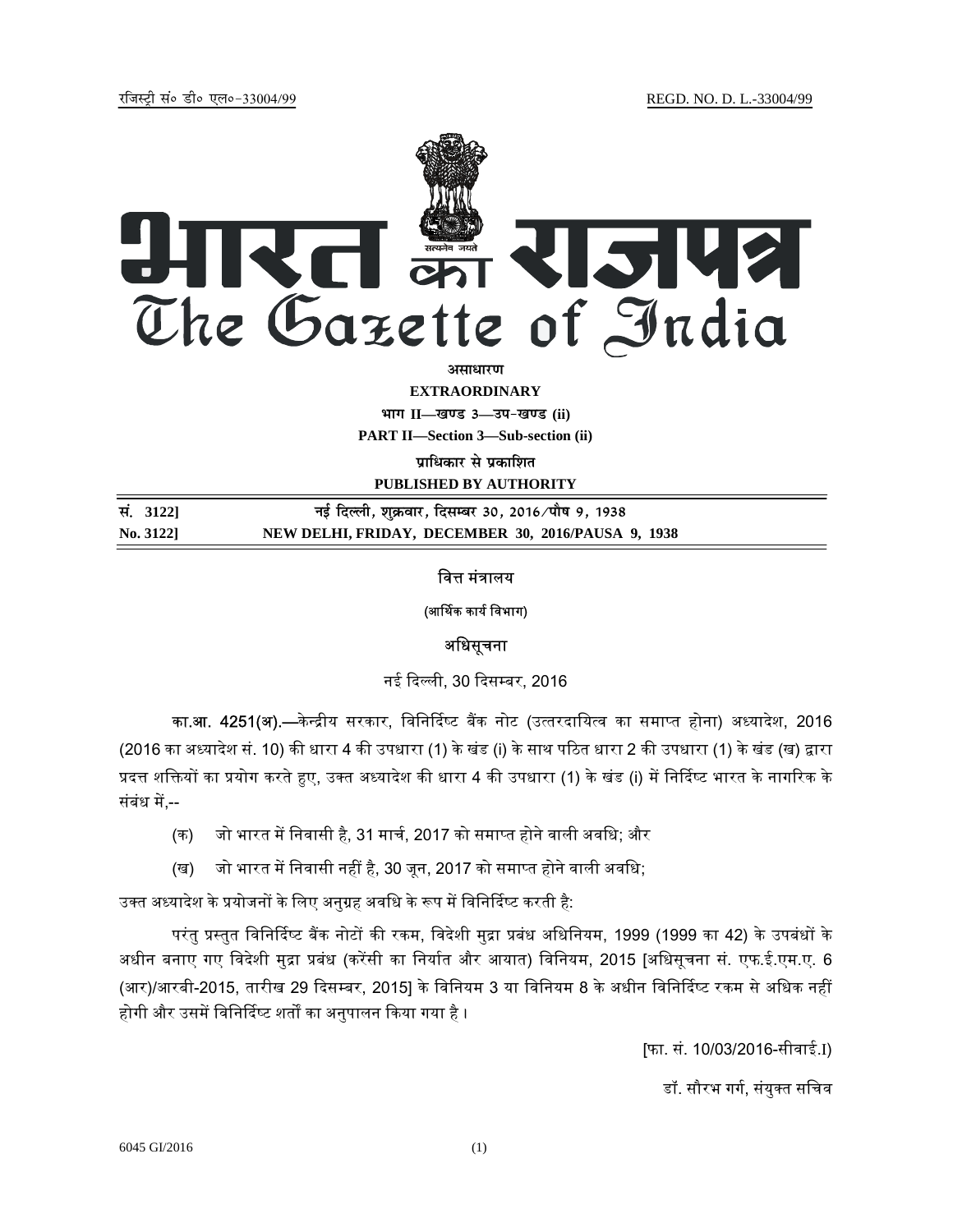रजिस्ट्री सं० डी० एल०-33004/99 REGD. NO. D. L.-33004/99

# भारत का राजपत्र
# The Gazette of India

**असाधारण**

**EXTRAORDINARY**

**भाग II—खण्ड 3—उप-खण्ड (ii)**

**PART II—Section 3—Sub-section (ii)**

**प्राधिकार से प्रकाशित**

**PUBLISHED BY AUTHORITY**

| | |
|---|---|
| **सं. 3122]** | **नई दिल्ली, शुक्रवार, दिसम्बर 30, 2016/पौष 9, 1938** |
| **No. 3122]** | **NEW DELHI, FRIDAY, DECEMBER 30, 2016/PAUSA 9, 1938** |

## वित्त मंत्रालय

### (आर्थिक कार्य विभाग)

### अधिसूचना

नई दिल्ली, 30 दिसम्बर, 2016

**का.आ. 4251(अ).**—केन्द्रीय सरकार, विनिर्दिष्ट बैंक नोट (उत्तरदायित्व का समाप्त होना) अध्यादेश, 2016 (2016 का अध्यादेश सं. 10) की धारा 4 की उपधारा (1) के खंड (i) के साथ पठित धारा 2 की उपधारा (1) के खंड (ख) द्वारा प्रदत्त शक्तियों का प्रयोग करते हुए, उक्त अध्यादेश की धारा 4 की उपधारा (1) के खंड (i) में निर्दिष्ट भारत के नागरिक के संबंध में,--

(क) जो भारत में निवासी है, 31 मार्च, 2017 को समाप्त होने वाली अवधि; और

(ख) जो भारत में निवासी नहीं है, 30 जून, 2017 को समाप्त होने वाली अवधि;

उक्त अध्यादेश के प्रयोजनों के लिए अनुग्रह अवधि के रूप में विनिर्दिष्ट करती है:

परंतु प्रस्तुत विनिर्दिष्ट बैंक नोटों की रकम, विदेशी मुद्रा प्रबंध अधिनियम, 1999 (1999 का 42) के उपबंधों के अधीन बनाए गए विदेशी मुद्रा प्रबंध (करेंसी का निर्यात और आयात) विनियम, 2015 [अधिसूचना सं. एफ.ई.एम.ए. 6 (आर)/आरबी-2015, तारीख 29 दिसम्बर, 2015] के विनियम 3 या विनियम 8 के अधीन विनिर्दिष्ट रकम से अधिक नहीं होगी और उसमें विनिर्दिष्ट शर्तों का अनुपालन किया गया है ।

[फा. सं. 10/03/2016-सीवाई.I)

डॉ. सौरभ गर्ग, संयुक्त सचिव

6045 GI/2016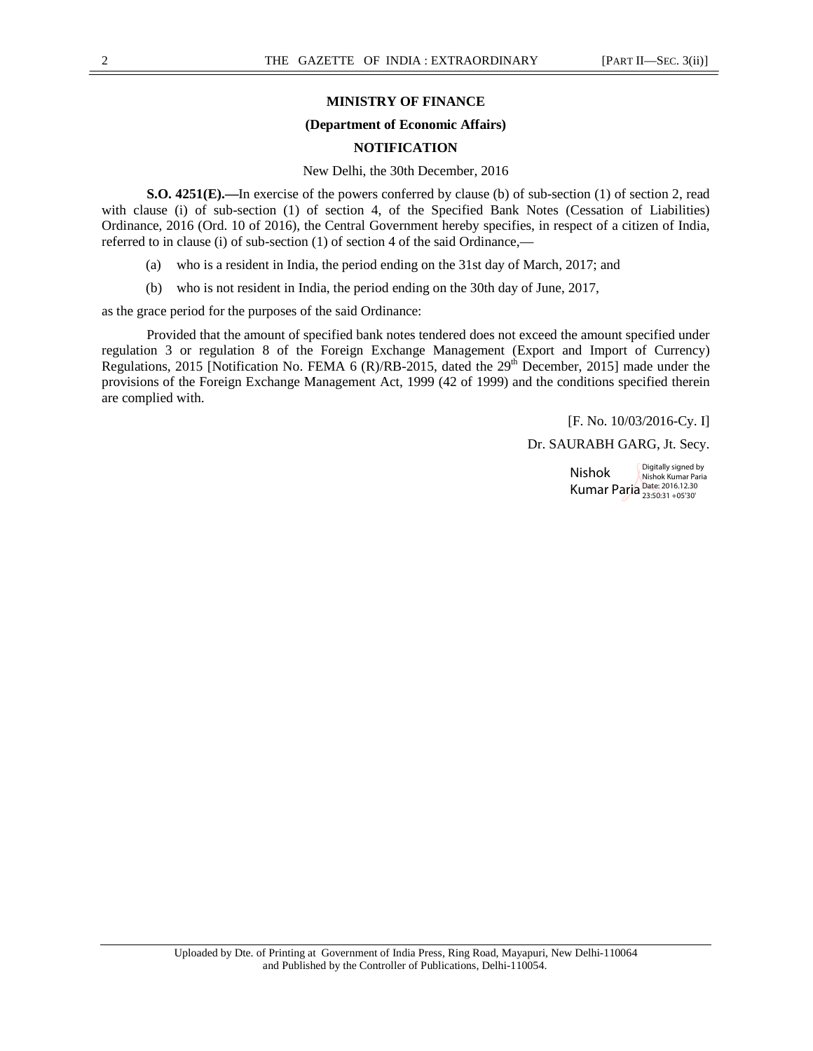**MINISTRY OF FINANCE**

**(Department of Economic Affairs)**

**NOTIFICATION**

New Delhi, the 30th December, 2016

**S.O. 4251(E).—**In exercise of the powers conferred by clause (b) of sub-section (1) of section 2, read with clause (i) of sub-section (1) of section 4, of the Specified Bank Notes (Cessation of Liabilities) Ordinance, 2016 (Ord. 10 of 2016), the Central Government hereby specifies, in respect of a citizen of India, referred to in clause (i) of sub-section (1) of section 4 of the said Ordinance,—

(a) who is a resident in India, the period ending on the 31st day of March, 2017; and

(b) who is not resident in India, the period ending on the 30th day of June, 2017,

as the grace period for the purposes of the said Ordinance:

Provided that the amount of specified bank notes tendered does not exceed the amount specified under regulation 3 or regulation 8 of the Foreign Exchange Management (Export and Import of Currency) Regulations, 2015 [Notification No. FEMA 6 (R)/RB-2015, dated the 29th December, 2015] made under the provisions of the Foreign Exchange Management Act, 1999 (42 of 1999) and the conditions specified therein are complied with.

[F. No. 10/03/2016-Cy. I]

Dr. SAURABH GARG, Jt. Secy.

Nishok Kumar Paria — Digitally signed by Nishok Kumar Paria Date: 2016.12.30 23:50:31 +05'30'

Uploaded by Dte. of Printing at Government of India Press, Ring Road, Mayapuri, New Delhi-110064 and Published by the Controller of Publications, Delhi-110054.